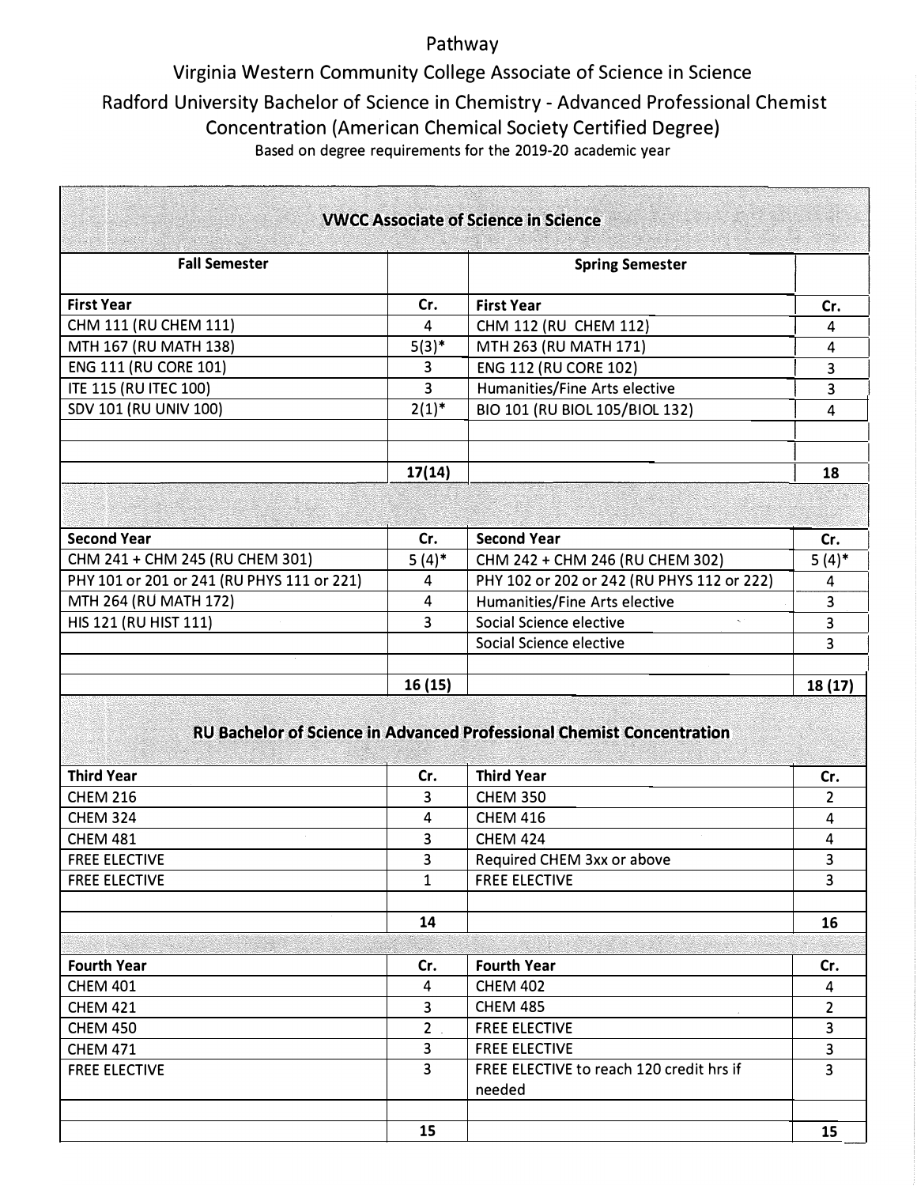# Pathway

## Virginia Western Community College Associate of Science in Science

## Radford University Bachelor of Science in Chemistry - Advanced Professional Chemist Concentration (American Chemical Society Certified Degree)

Based on degree requirements for the 2019-20 academic year

| VWCC Associate of Science in Science | | | |
|---|---|---|---|
| **Fall Semester** | | **Spring Semester** | |
| **First Year** | **Cr.** | **First Year** | **Cr.** |
| CHM 111 (RU CHEM 111) | 4 | CHM 112 (RU CHEM 112) | 4 |
| MTH 167 (RU MATH 138) | 5(3)* | MTH 263 (RU MATH 171) | 4 |
| ENG 111 (RU CORE 101) | 3 | ENG 112 (RU CORE 102) | 3 |
| ITE 115 (RU ITEC 100) | 3 | Humanities/Fine Arts elective | 3 |
| SDV 101 (RU UNIV 100) | 2(1)* | BIO 101 (RU BIOL 105/BIOL 132) | 4 |
| | **17(14)** | | **18** |
| **Second Year** | **Cr.** | **Second Year** | **Cr.** |
| CHM 241 + CHM 245 (RU CHEM 301) | 5 (4)* | CHM 242 + CHM 246 (RU CHEM 302) | 5 (4)* |
| PHY 101 or 201 or 241 (RU PHYS 111 or 221) | 4 | PHY 102 or 202 or 242 (RU PHYS 112 or 222) | 4 |
| MTH 264 (RU MATH 172) | 4 | Humanities/Fine Arts elective | 3 |
| HIS 121 (RU HIST 111) | 3 | Social Science elective | 3 |
| | | Social Science elective | 3 |
| | **16 (15)** | | **18 (17)** |

| RU Bachelor of Science in Advanced Professional Chemist Concentration | | | |
|---|---|---|---|
| **Third Year** | **Cr.** | **Third Year** | **Cr.** |
| CHEM 216 | 3 | CHEM 350 | 2 |
| CHEM 324 | 4 | CHEM 416 | 4 |
| CHEM 481 | 3 | CHEM 424 | 4 |
| FREE ELECTIVE | 3 | Required CHEM 3xx or above | 3 |
| FREE ELECTIVE | 1 | FREE ELECTIVE | 3 |
| | **14** | | **16** |
| **Fourth Year** | **Cr.** | **Fourth Year** | **Cr.** |
| CHEM 401 | 4 | CHEM 402 | 4 |
| CHEM 421 | 3 | CHEM 485 | 2 |
| CHEM 450 | 2 | FREE ELECTIVE | 3 |
| CHEM 471 | 3 | FREE ELECTIVE | 3 |
| FREE ELECTIVE | 3 | FREE ELECTIVE to reach 120 credit hrs if needed | 3 |
| | **15** | | **15** |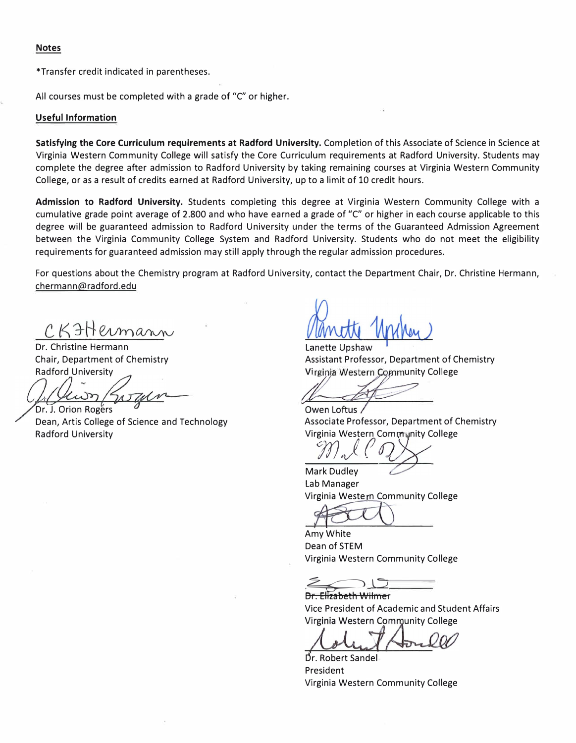**Notes**

*Transfer credit indicated in parentheses.

All courses must be completed with a grade of "C" or higher.

**Useful Information**

**Satisfying the Core Curriculum requirements at Radford University.** Completion of this Associate of Science in Science at Virginia Western Community College will satisfy the Core Curriculum requirements at Radford University. Students may complete the degree after admission to Radford University by taking remaining courses at Virginia Western Community College, or as a result of credits earned at Radford University, up to a limit of 10 credit hours.

**Admission to Radford University.** Students completing this degree at Virginia Western Community College with a cumulative grade point average of 2.800 and who have earned a grade of "C" or higher in each course applicable to this degree will be guaranteed admission to Radford University under the terms of the Guaranteed Admission Agreement between the Virginia Community College System and Radford University. Students who do not meet the eligibility requirements for guaranteed admission may still apply through the regular admission procedures.

For questions about the Chemistry program at Radford University, contact the Department Chair, Dr. Christine Hermann, chermann@radford.edu

Dr. Christine Hermann
Chair, Department of Chemistry
Radford University

Dr. J. Orion Rogers
Dean, Artis College of Science and Technology
Radford University

Lanette Upshaw
Assistant Professor, Department of Chemistry
Virginia Western Community College

Owen Loftus
Associate Professor, Department of Chemistry
Virginia Western Community College

Mark Dudley
Lab Manager
Virginia Western Community College

Amy White
Dean of STEM
Virginia Western Community College

~~Dr. Elizabeth Wilmer~~
Vice President of Academic and Student Affairs
Virginia Western Community College

Dr. Robert Sandel
President
Virginia Western Community College